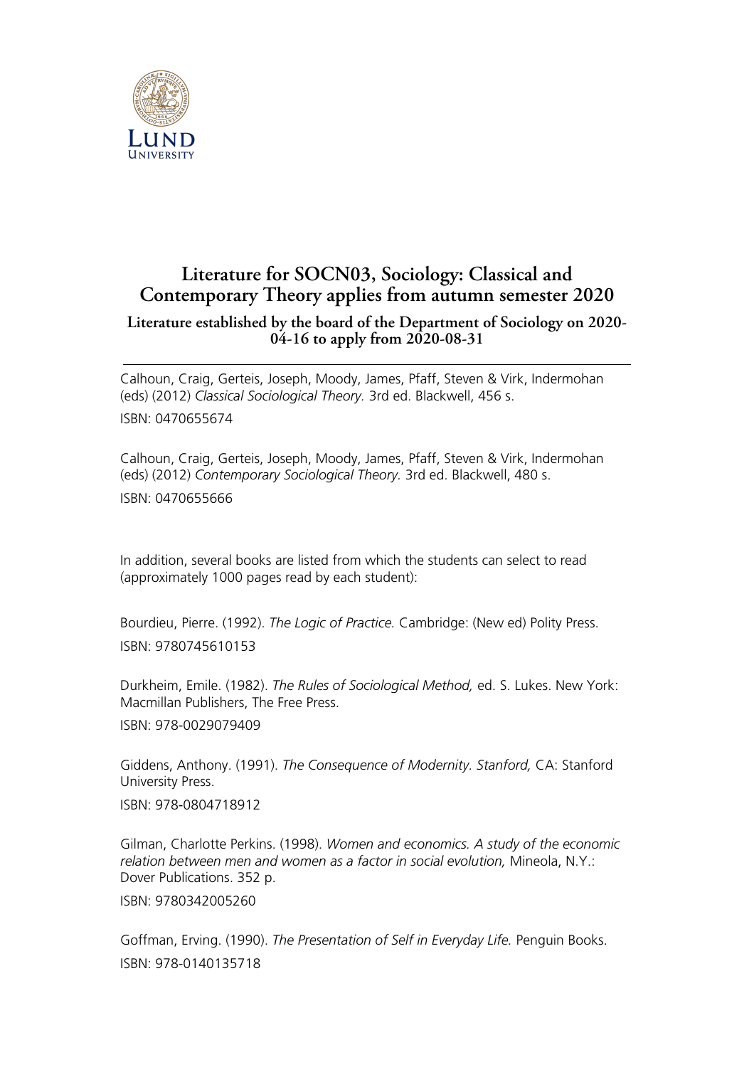# Literature for SOCN03, Sociology: Classical and Contemporary Theory applies from autumn semester 2020

### Literature established by the board of the Department of Sociology on 2020-04-16 to apply from 2020-08-31

---

Calhoun, Craig, Gerteis, Joseph, Moody, James, Pfaff, Steven & Virk, Indermohan (eds) (2012) *Classical Sociological Theory.* 3rd ed. Blackwell, 456 s.

ISBN: 0470655674

Calhoun, Craig, Gerteis, Joseph, Moody, James, Pfaff, Steven & Virk, Indermohan (eds) (2012) *Contemporary Sociological Theory.* 3rd ed. Blackwell, 480 s.

ISBN: 0470655666

In addition, several books are listed from which the students can select to read (approximately 1000 pages read by each student):

Bourdieu, Pierre. (1992). *The Logic of Practice.* Cambridge: (New ed) Polity Press.

ISBN: 9780745610153

Durkheim, Emile. (1982). *The Rules of Sociological Method,* ed. S. Lukes. New York: Macmillan Publishers, The Free Press.

ISBN: 978-0029079409

Giddens, Anthony. (1991). *The Consequence of Modernity. Stanford,* CA: Stanford University Press.

ISBN: 978-0804718912

Gilman, Charlotte Perkins. (1998). *Women and economics. A study of the economic relation between men and women as a factor in social evolution,* Mineola, N.Y.: Dover Publications. 352 p.

ISBN: 9780342005260

Goffman, Erving. (1990). *The Presentation of Self in Everyday Life.* Penguin Books.

ISBN: 978-0140135718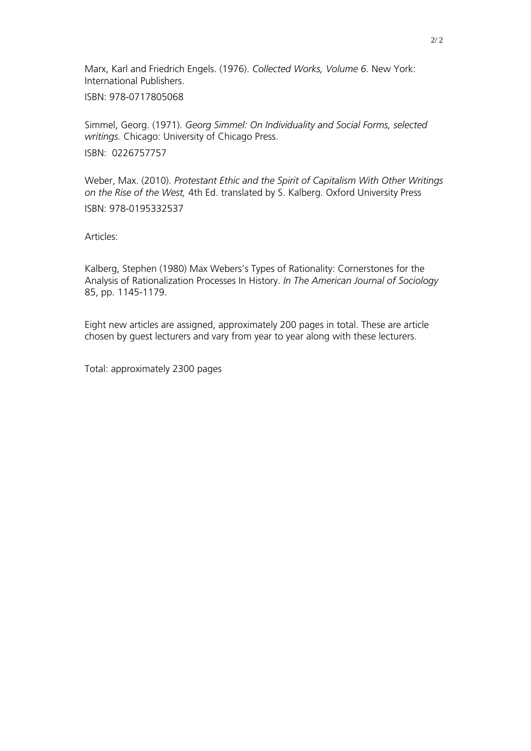Marx, Karl and Friedrich Engels. (1976). *Collected Works, Volume 6.* New York: International Publishers.

ISBN: 978-0717805068

Simmel, Georg. (1971). *Georg Simmel: On Individuality and Social Forms, selected writings.* Chicago: University of Chicago Press.

ISBN: 0226757757

Weber, Max. (2010). *Protestant Ethic and the Spirit of Capitalism With Other Writings on the Rise of the West,* 4th Ed. translated by S. Kalberg. Oxford University Press

ISBN: 978-0195332537

Articles:

Kalberg, Stephen (1980) Max Webers's Types of Rationality: Cornerstones for the Analysis of Rationalization Processes In History. *In The American Journal of Sociology* 85, pp. 1145-1179.

Eight new articles are assigned, approximately 200 pages in total. These are article chosen by guest lecturers and vary from year to year along with these lecturers.

Total: approximately 2300 pages